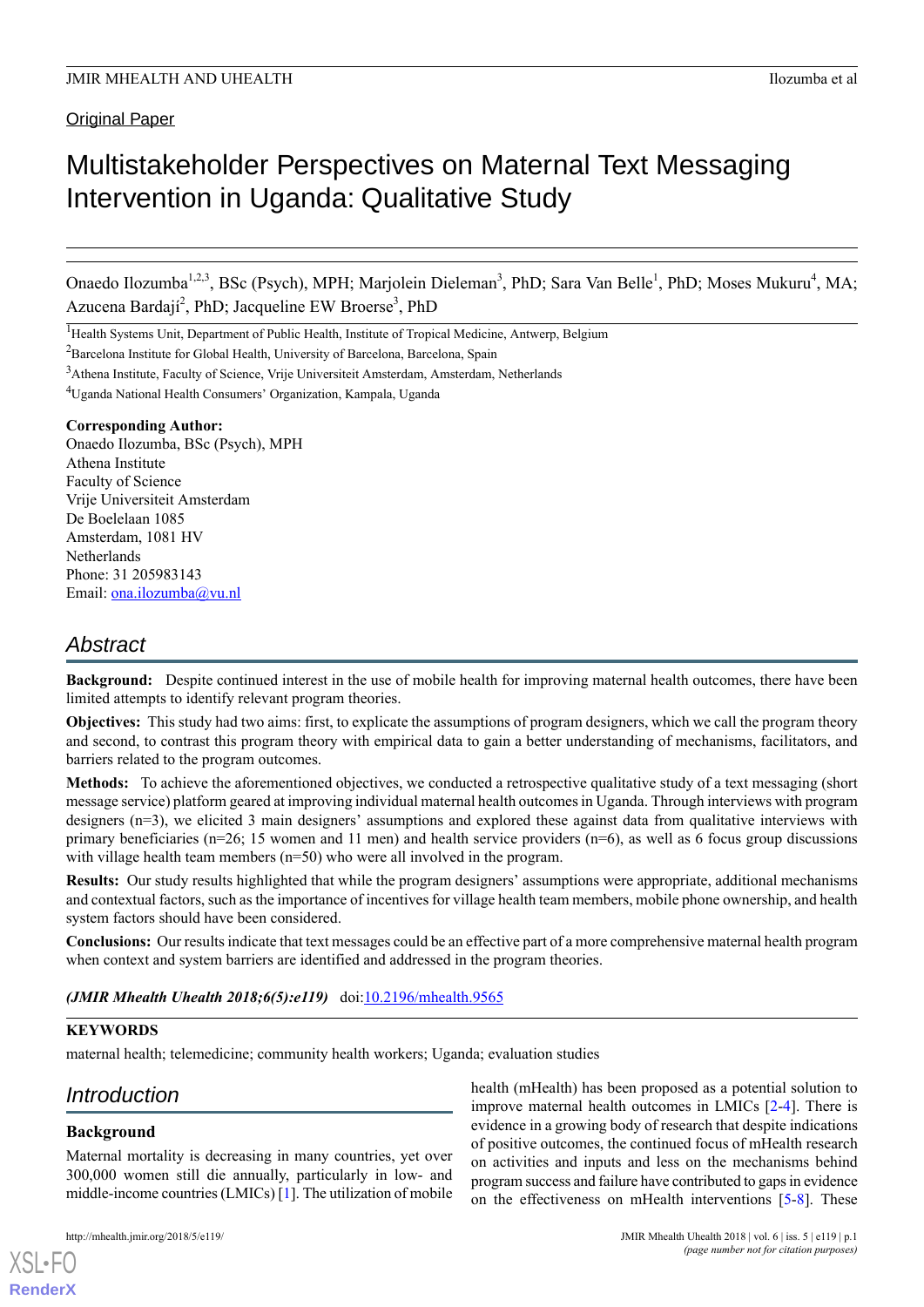Original Paper

# Multistakeholder Perspectives on Maternal Text Messaging Intervention in Uganda: Qualitative Study

Onaedo Ilozumba[1,2,3], BSc (Psych), MPH; Marjolein Dieleman[3], PhD; Sara Van Belle[1], PhD; Moses Mukuru[4], MA; Azucena Bardají[2], PhD; Jacqueline EW Broerse[3], PhD

[1]Health Systems Unit, Department of Public Health, Institute of Tropical Medicine, Antwerp, Belgium

[2]Barcelona Institute for Global Health, University of Barcelona, Barcelona, Spain

[3]Athena Institute, Faculty of Science, Vrije Universiteit Amsterdam, Amsterdam, Netherlands

[4]Uganda National Health Consumers' Organization, Kampala, Uganda

**Corresponding Author:**
Onaedo Ilozumba, BSc (Psych), MPH
Athena Institute
Faculty of Science
Vrije Universiteit Amsterdam
De Boelelaan 1085
Amsterdam, 1081 HV
Netherlands
Phone: 31 205983143
Email: ona.ilozumba@vu.nl

## Abstract

**Background:** Despite continued interest in the use of mobile health for improving maternal health outcomes, there have been limited attempts to identify relevant program theories.

**Objectives:** This study had two aims: first, to explicate the assumptions of program designers, which we call the program theory and second, to contrast this program theory with empirical data to gain a better understanding of mechanisms, facilitators, and barriers related to the program outcomes.

**Methods:** To achieve the aforementioned objectives, we conducted a retrospective qualitative study of a text messaging (short message service) platform geared at improving individual maternal health outcomes in Uganda. Through interviews with program designers (n=3), we elicited 3 main designers' assumptions and explored these against data from qualitative interviews with primary beneficiaries (n=26; 15 women and 11 men) and health service providers (n=6), as well as 6 focus group discussions with village health team members (n=50) who were all involved in the program.

**Results:** Our study results highlighted that while the program designers' assumptions were appropriate, additional mechanisms and contextual factors, such as the importance of incentives for village health team members, mobile phone ownership, and health system factors should have been considered.

**Conclusions:** Our results indicate that text messages could be an effective part of a more comprehensive maternal health program when context and system barriers are identified and addressed in the program theories.

***(JMIR Mhealth Uhealth 2018;6(5):e119)*** doi:10.2196/mhealth.9565

**KEYWORDS**

maternal health; telemedicine; community health workers; Uganda; evaluation studies

## Introduction

### Background

Maternal mortality is decreasing in many countries, yet over 300,000 women still die annually, particularly in low- and middle-income countries (LMICs) [1]. The utilization of mobile health (mHealth) has been proposed as a potential solution to improve maternal health outcomes in LMICs [2-4]. There is evidence in a growing body of research that despite indications of positive outcomes, the continued focus of mHealth research on activities and inputs and less on the mechanisms behind program success and failure have contributed to gaps in evidence on the effectiveness on mHealth interventions [5-8]. These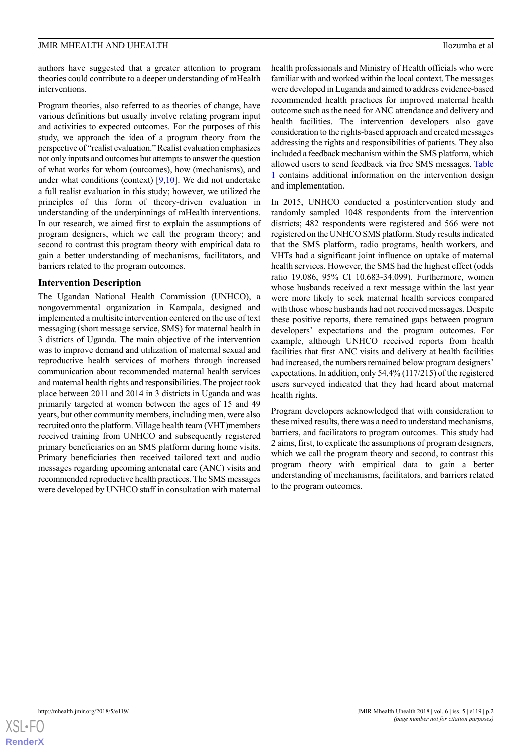authors have suggested that a greater attention to program theories could contribute to a deeper understanding of mHealth interventions.

Program theories, also referred to as theories of change, have various definitions but usually involve relating program input and activities to expected outcomes. For the purposes of this study, we approach the idea of a program theory from the perspective of "realist evaluation." Realist evaluation emphasizes not only inputs and outcomes but attempts to answer the question of what works for whom (outcomes), how (mechanisms), and under what conditions (context) [9,10]. We did not undertake a full realist evaluation in this study; however, we utilized the principles of this form of theory-driven evaluation in understanding of the underpinnings of mHealth interventions. In our research, we aimed first to explain the assumptions of program designers, which we call the program theory; and second to contrast this program theory with empirical data to gain a better understanding of mechanisms, facilitators, and barriers related to the program outcomes.

### Intervention Description

The Ugandan National Health Commission (UNHCO), a nongovernmental organization in Kampala, designed and implemented a multisite intervention centered on the use of text messaging (short message service, SMS) for maternal health in 3 districts of Uganda. The main objective of the intervention was to improve demand and utilization of maternal sexual and reproductive health services of mothers through increased communication about recommended maternal health services and maternal health rights and responsibilities. The project took place between 2011 and 2014 in 3 districts in Uganda and was primarily targeted at women between the ages of 15 and 49 years, but other community members, including men, were also recruited onto the platform. Village health team (VHT)members received training from UNHCO and subsequently registered primary beneficiaries on an SMS platform during home visits. Primary beneficiaries then received tailored text and audio messages regarding upcoming antenatal care (ANC) visits and recommended reproductive health practices. The SMS messages were developed by UNHCO staff in consultation with maternal health professionals and Ministry of Health officials who were familiar with and worked within the local context. The messages were developed in Luganda and aimed to address evidence-based recommended health practices for improved maternal health outcome such as the need for ANC attendance and delivery and health facilities. The intervention developers also gave consideration to the rights-based approach and created messages addressing the rights and responsibilities of patients. They also included a feedback mechanism within the SMS platform, which allowed users to send feedback via free SMS messages. Table 1 contains additional information on the intervention design and implementation.

In 2015, UNHCO conducted a postintervention study and randomly sampled 1048 respondents from the intervention districts; 482 respondents were registered and 566 were not registered on the UNHCO SMS platform. Study results indicated that the SMS platform, radio programs, health workers, and VHTs had a significant joint influence on uptake of maternal health services. However, the SMS had the highest effect (odds ratio 19.086, 95% CI 10.683-34.099). Furthermore, women whose husbands received a text message within the last year were more likely to seek maternal health services compared with those whose husbands had not received messages. Despite these positive reports, there remained gaps between program developers' expectations and the program outcomes. For example, although UNHCO received reports from health facilities that first ANC visits and delivery at health facilities had increased, the numbers remained below program designers' expectations. In addition, only 54.4% (117/215) of the registered users surveyed indicated that they had heard about maternal health rights.

Program developers acknowledged that with consideration to these mixed results, there was a need to understand mechanisms, barriers, and facilitators to program outcomes. This study had 2 aims, first, to explicate the assumptions of program designers, which we call the program theory and second, to contrast this program theory with empirical data to gain a better understanding of mechanisms, facilitators, and barriers related to the program outcomes.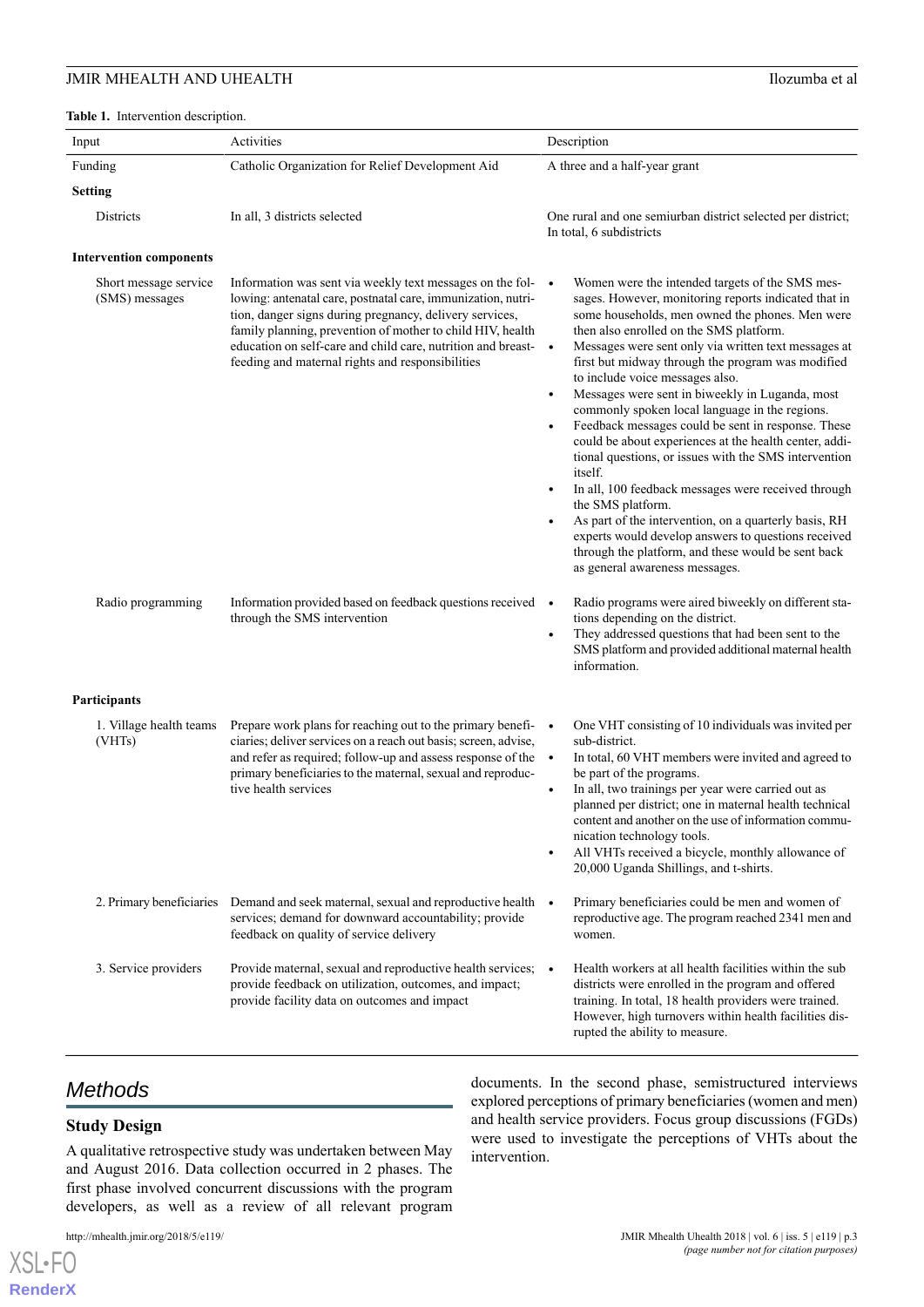**Table 1.** Intervention description.

| Input | Activities | Description |
|---|---|---|
| Funding | Catholic Organization for Relief Development Aid | A three and a half-year grant |
| **Setting** | | |
| Districts | In all, 3 districts selected | One rural and one semiurban district selected per district; In total, 6 subdistricts |
| **Intervention components** | | |
| Short message service (SMS) messages | Information was sent via weekly text messages on the following: antenatal care, postnatal care, immunization, nutrition, danger signs during pregnancy, delivery services, family planning, prevention of mother to child HIV, health education on self-care and child care, nutrition and breastfeeding and maternal rights and responsibilities | • Women were the intended targets of the SMS messages. However, monitoring reports indicated that in some households, men owned the phones. Men were then also enrolled on the SMS platform. <br> • Messages were sent only via written text messages at first but midway through the program was modified to include voice messages also. <br> • Messages were sent in biweekly in Luganda, most commonly spoken local language in the regions. <br> • Feedback messages could be sent in response. These could be about experiences at the health center, additional questions, or issues with the SMS intervention itself. <br> • In all, 100 feedback messages were received through the SMS platform. <br> • As part of the intervention, on a quarterly basis, RH experts would develop answers to questions received through the platform, and these would be sent back as general awareness messages. |
| Radio programming | Information provided based on feedback questions received through the SMS intervention | • Radio programs were aired biweekly on different stations depending on the district. <br> • They addressed questions that had been sent to the SMS platform and provided additional maternal health information. |
| **Participants** | | |
| 1. Village health teams (VHTs) | Prepare work plans for reaching out to the primary beneficiaries; deliver services on a reach out basis; screen, advise, and refer as required; follow-up and assess response of the primary beneficiaries to the maternal, sexual and reproductive health services | • One VHT consisting of 10 individuals was invited per sub-district. <br> • In total, 60 VHT members were invited and agreed to be part of the programs. <br> • In all, two trainings per year were carried out as planned per district; one in maternal health technical content and another on the use of information communication technology tools. <br> • All VHTs received a bicycle, monthly allowance of 20,000 Uganda Shillings, and t-shirts. |
| 2. Primary beneficiaries | Demand and seek maternal, sexual and reproductive health services; demand for downward accountability; provide feedback on quality of service delivery | • Primary beneficiaries could be men and women of reproductive age. The program reached 2341 men and women. |
| 3. Service providers | Provide maternal, sexual and reproductive health services; provide feedback on utilization, outcomes, and impact; provide facility data on outcomes and impact | • Health workers at all health facilities within the sub districts were enrolled in the program and offered training. In total, 18 health providers were trained. However, high turnovers within health facilities disrupted the ability to measure. |

## Methods

### Study Design

A qualitative retrospective study was undertaken between May and August 2016. Data collection occurred in 2 phases. The first phase involved concurrent discussions with the program developers, as well as a review of all relevant program documents. In the second phase, semistructured interviews explored perceptions of primary beneficiaries (women and men) and health service providers. Focus group discussions (FGDs) were used to investigate the perceptions of VHTs about the intervention.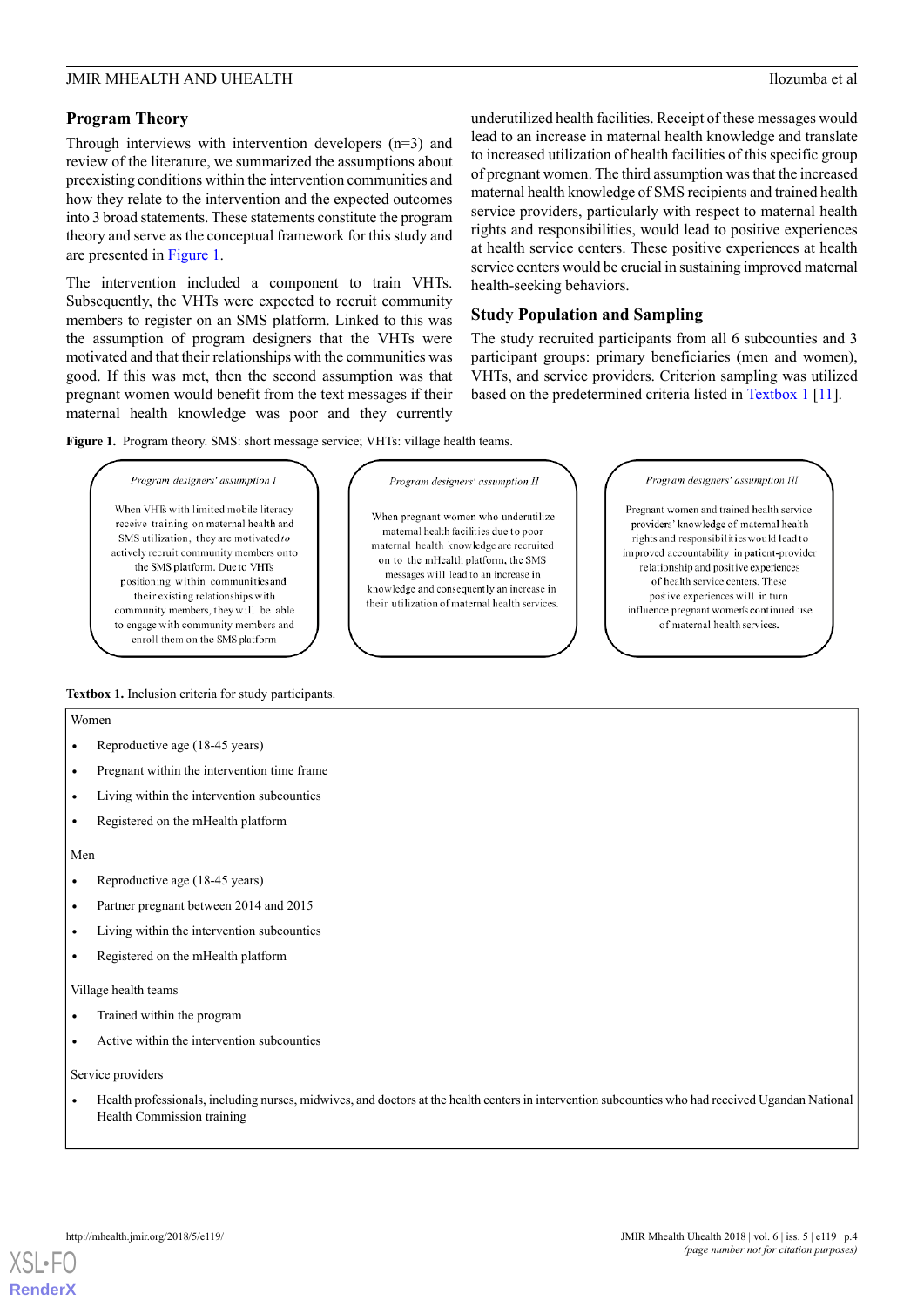## Program Theory

Through interviews with intervention developers (n=3) and review of the literature, we summarized the assumptions about preexisting conditions within the intervention communities and how they relate to the intervention and the expected outcomes into 3 broad statements. These statements constitute the program theory and serve as the conceptual framework for this study and are presented in Figure 1.

The intervention included a component to train VHTs. Subsequently, the VHTs were expected to recruit community members to register on an SMS platform. Linked to this was the assumption of program designers that the VHTs were motivated and that their relationships with the communities was good. If this was met, then the second assumption was that pregnant women would benefit from the text messages if their maternal health knowledge was poor and they currently underutilized health facilities. Receipt of these messages would lead to an increase in maternal health knowledge and translate to increased utilization of health facilities of this specific group of pregnant women. The third assumption was that the increased maternal health knowledge of SMS recipients and trained health service providers, particularly with respect to maternal health rights and responsibilities, would lead to positive experiences at health service centers. These positive experiences at health service centers would be crucial in sustaining improved maternal health-seeking behaviors.

## Study Population and Sampling

The study recruited participants from all 6 subcounties and 3 participant groups: primary beneficiaries (men and women), VHTs, and service providers. Criterion sampling was utilized based on the predetermined criteria listed in Textbox 1 [11].

**Figure 1.** Program theory. SMS: short message service; VHTs: village health teams.

*Program designers' assumption I*

When VHTs with limited mobile literacy receive training on maternal health and SMS utilization, they are motivated to actively recruit community members onto the SMS platform. Due to VHTs positioning within communities and their existing relationships with community members, they will be able to engage with community members and enroll them on the SMS platform

*Program designers' assumption II*

When pregnant women who underutilize maternal health facilities due to poor maternal health knowledge are recruited on to the mHealth platform, the SMS messages will lead to an increase in knowledge and consequently an increase in their utilization of maternal health services.

*Program designers' assumption III*

Pregnant women and trained health service providers' knowledge of maternal health rights and responsibilities would lead to improved accountability in patient-provider relationship and positive experiences of health service centers. These positive experiences will in turn influence pregnant women's continued use of maternal health services.

**Textbox 1.** Inclusion criteria for study participants.

Women

- Reproductive age (18-45 years)
- Pregnant within the intervention time frame
- Living within the intervention subcounties
- Registered on the mHealth platform

Men

- Reproductive age (18-45 years)
- Partner pregnant between 2014 and 2015
- Living within the intervention subcounties
- Registered on the mHealth platform

Village health teams

- Trained within the program
- Active within the intervention subcounties

Service providers

- Health professionals, including nurses, midwives, and doctors at the health centers in intervention subcounties who had received Ugandan National Health Commission training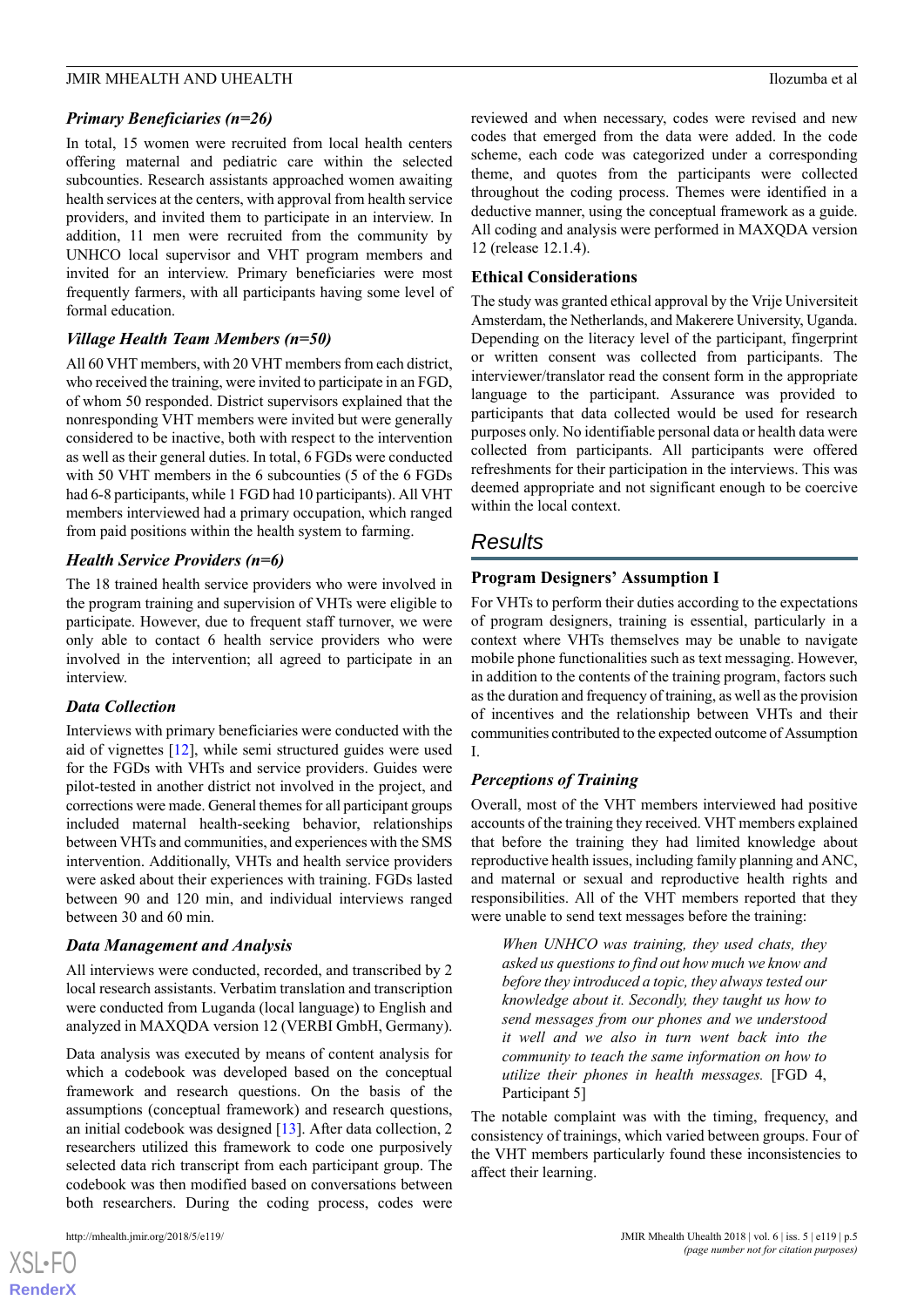### Primary Beneficiaries (n=26)

In total, 15 women were recruited from local health centers offering maternal and pediatric care within the selected subcounties. Research assistants approached women awaiting health services at the centers, with approval from health service providers, and invited them to participate in an interview. In addition, 11 men were recruited from the community by UNHCO local supervisor and VHT program members and invited for an interview. Primary beneficiaries were most frequently farmers, with all participants having some level of formal education.

### Village Health Team Members (n=50)

All 60 VHT members, with 20 VHT members from each district, who received the training, were invited to participate in an FGD, of whom 50 responded. District supervisors explained that the nonresponding VHT members were invited but were generally considered to be inactive, both with respect to the intervention as well as their general duties. In total, 6 FGDs were conducted with 50 VHT members in the 6 subcounties (5 of the 6 FGDs had 6-8 participants, while 1 FGD had 10 participants). All VHT members interviewed had a primary occupation, which ranged from paid positions within the health system to farming.

### Health Service Providers (n=6)

The 18 trained health service providers who were involved in the program training and supervision of VHTs were eligible to participate. However, due to frequent staff turnover, we were only able to contact 6 health service providers who were involved in the intervention; all agreed to participate in an interview.

### Data Collection

Interviews with primary beneficiaries were conducted with the aid of vignettes [12], while semi structured guides were used for the FGDs with VHTs and service providers. Guides were pilot-tested in another district not involved in the project, and corrections were made. General themes for all participant groups included maternal health-seeking behavior, relationships between VHTs and communities, and experiences with the SMS intervention. Additionally, VHTs and health service providers were asked about their experiences with training. FGDs lasted between 90 and 120 min, and individual interviews ranged between 30 and 60 min.

### Data Management and Analysis

All interviews were conducted, recorded, and transcribed by 2 local research assistants. Verbatim translation and transcription were conducted from Luganda (local language) to English and analyzed in MAXQDA version 12 (VERBI GmbH, Germany).

Data analysis was executed by means of content analysis for which a codebook was developed based on the conceptual framework and research questions. On the basis of the assumptions (conceptual framework) and research questions, an initial codebook was designed [13]. After data collection, 2 researchers utilized this framework to code one purposively selected data rich transcript from each participant group. The codebook was then modified based on conversations between both researchers. During the coding process, codes were reviewed and when necessary, codes were revised and new codes that emerged from the data were added. In the code scheme, each code was categorized under a corresponding theme, and quotes from the participants were collected throughout the coding process. Themes were identified in a deductive manner, using the conceptual framework as a guide. All coding and analysis were performed in MAXQDA version 12 (release 12.1.4).

### Ethical Considerations

The study was granted ethical approval by the Vrije Universiteit Amsterdam, the Netherlands, and Makerere University, Uganda. Depending on the literacy level of the participant, fingerprint or written consent was collected from participants. The interviewer/translator read the consent form in the appropriate language to the participant. Assurance was provided to participants that data collected would be used for research purposes only. No identifiable personal data or health data were collected from participants. All participants were offered refreshments for their participation in the interviews. This was deemed appropriate and not significant enough to be coercive within the local context.

## Results

### Program Designers' Assumption I

For VHTs to perform their duties according to the expectations of program designers, training is essential, particularly in a context where VHTs themselves may be unable to navigate mobile phone functionalities such as text messaging. However, in addition to the contents of the training program, factors such as the duration and frequency of training, as well as the provision of incentives and the relationship between VHTs and their communities contributed to the expected outcome of Assumption I.

### Perceptions of Training

Overall, most of the VHT members interviewed had positive accounts of the training they received. VHT members explained that before the training they had limited knowledge about reproductive health issues, including family planning and ANC, and maternal or sexual and reproductive health rights and responsibilities. All of the VHT members reported that they were unable to send text messages before the training:

> *When UNHCO was training, they used chats, they asked us questions to find out how much we know and before they introduced a topic, they always tested our knowledge about it. Secondly, they taught us how to send messages from our phones and we understood it well and we also in turn went back into the community to teach the same information on how to utilize their phones in health messages.* [FGD 4, Participant 5]

The notable complaint was with the timing, frequency, and consistency of trainings, which varied between groups. Four of the VHT members particularly found these inconsistencies to affect their learning.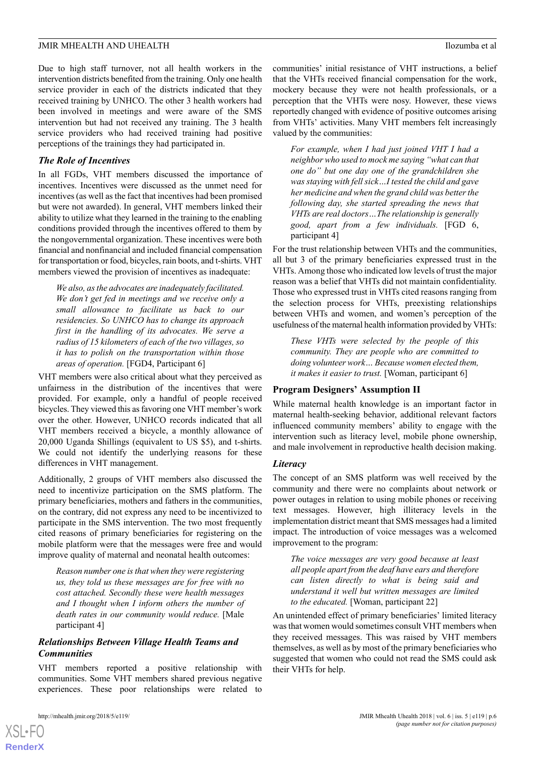Due to high staff turnover, not all health workers in the intervention districts benefited from the training. Only one health service provider in each of the districts indicated that they received training by UNHCO. The other 3 health workers had been involved in meetings and were aware of the SMS intervention but had not received any training. The 3 health service providers who had received training had positive perceptions of the trainings they had participated in.

### The Role of Incentives

In all FGDs, VHT members discussed the importance of incentives. Incentives were discussed as the unmet need for incentives (as well as the fact that incentives had been promised but were not awarded). In general, VHT members linked their ability to utilize what they learned in the training to the enabling conditions provided through the incentives offered to them by the nongovernmental organization. These incentives were both financial and nonfinancial and included financial compensation for transportation or food, bicycles, rain boots, and t-shirts. VHT members viewed the provision of incentives as inadequate:

> *We also, as the advocates are inadequately facilitated. We don't get fed in meetings and we receive only a small allowance to facilitate us back to our residencies. So UNHCO has to change its approach first in the handling of its advocates. We serve a radius of 15 kilometers of each of the two villages, so it has to polish on the transportation within those areas of operation.* [FGD4, Participant 6]

VHT members were also critical about what they perceived as unfairness in the distribution of the incentives that were provided. For example, only a handful of people received bicycles. They viewed this as favoring one VHT member's work over the other. However, UNHCO records indicated that all VHT members received a bicycle, a monthly allowance of 20,000 Uganda Shillings (equivalent to US $5), and t-shirts. We could not identify the underlying reasons for these differences in VHT management.

Additionally, 2 groups of VHT members also discussed the need to incentivize participation on the SMS platform. The primary beneficiaries, mothers and fathers in the communities, on the contrary, did not express any need to be incentivized to participate in the SMS intervention. The two most frequently cited reasons of primary beneficiaries for registering on the mobile platform were that the messages were free and would improve quality of maternal and neonatal health outcomes:

> *Reason number one is that when they were registering us, they told us these messages are for free with no cost attached. Secondly these were health messages and I thought when I inform others the number of death rates in our community would reduce.* [Male participant 4]

### Relationships Between Village Health Teams and Communities

VHT members reported a positive relationship with communities. Some VHT members shared previous negative experiences. These poor relationships were related to communities' initial resistance of VHT instructions, a belief that the VHTs received financial compensation for the work, mockery because they were not health professionals, or a perception that the VHTs were nosy. However, these views reportedly changed with evidence of positive outcomes arising from VHTs' activities. Many VHT members felt increasingly valued by the communities:

> *For example, when I had just joined VHT I had a neighbor who used to mock me saying "what can that one do" but one day one of the grandchildren she was staying with fell sick…I tested the child and gave her medicine and when the grand child was better the following day, she started spreading the news that VHTs are real doctors…The relationship is generally good, apart from a few individuals.* [FGD 6, participant 4]

For the trust relationship between VHTs and the communities, all but 3 of the primary beneficiaries expressed trust in the VHTs. Among those who indicated low levels of trust the major reason was a belief that VHTs did not maintain confidentiality. Those who expressed trust in VHTs cited reasons ranging from the selection process for VHTs, preexisting relationships between VHTs and women, and women's perception of the usefulness of the maternal health information provided by VHTs:

> *These VHTs were selected by the people of this community. They are people who are committed to doing volunteer work… Because women elected them, it makes it easier to trust.* [Woman, participant 6]

## Program Designers' Assumption II

While maternal health knowledge is an important factor in maternal health-seeking behavior, additional relevant factors influenced community members' ability to engage with the intervention such as literacy level, mobile phone ownership, and male involvement in reproductive health decision making.

### Literacy

The concept of an SMS platform was well received by the community and there were no complaints about network or power outages in relation to using mobile phones or receiving text messages. However, high illiteracy levels in the implementation district meant that SMS messages had a limited impact. The introduction of voice messages was a welcomed improvement to the program:

> *The voice messages are very good because at least all people apart from the deaf have ears and therefore can listen directly to what is being said and understand it well but written messages are limited to the educated.* [Woman, participant 22]

An unintended effect of primary beneficiaries' limited literacy was that women would sometimes consult VHT members when they received messages. This was raised by VHT members themselves, as well as by most of the primary beneficiaries who suggested that women who could not read the SMS could ask their VHTs for help.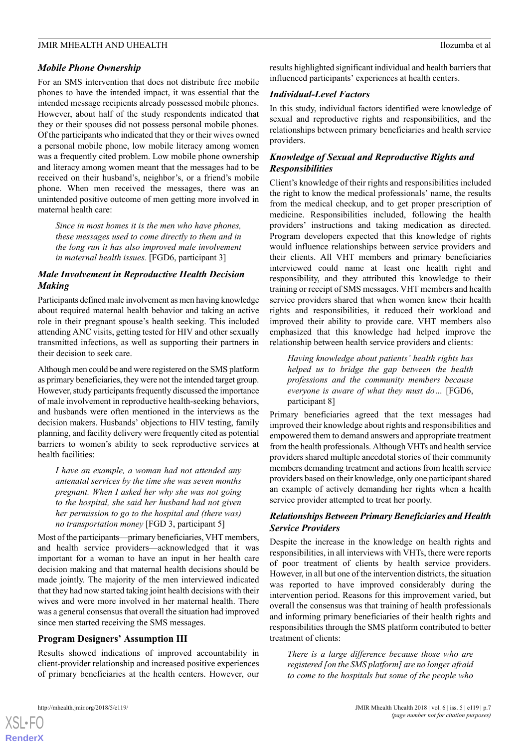### *Mobile Phone Ownership*

For an SMS intervention that does not distribute free mobile phones to have the intended impact, it was essential that the intended message recipients already possessed mobile phones. However, about half of the study respondents indicated that they or their spouses did not possess personal mobile phones. Of the participants who indicated that they or their wives owned a personal mobile phone, low mobile literacy among women was a frequently cited problem. Low mobile phone ownership and literacy among women meant that the messages had to be received on their husband's, neighbor's, or a friend's mobile phone. When men received the messages, there was an unintended positive outcome of men getting more involved in maternal health care:

> *Since in most homes it is the men who have phones, these messages used to come directly to them and in the long run it has also improved male involvement in maternal health issues.* [FGD6, participant 3]

### *Male Involvement in Reproductive Health Decision Making*

Participants defined male involvement as men having knowledge about required maternal health behavior and taking an active role in their pregnant spouse's health seeking. This included attending ANC visits, getting tested for HIV and other sexually transmitted infections, as well as supporting their partners in their decision to seek care.

Although men could be and were registered on the SMS platform as primary beneficiaries, they were not the intended target group. However, study participants frequently discussed the importance of male involvement in reproductive health-seeking behaviors, and husbands were often mentioned in the interviews as the decision makers. Husbands' objections to HIV testing, family planning, and facility delivery were frequently cited as potential barriers to women's ability to seek reproductive services at health facilities:

> *I have an example, a woman had not attended any antenatal services by the time she was seven months pregnant. When I asked her why she was not going to the hospital, she said her husband had not given her permission to go to the hospital and (there was) no transportation money* [FGD 3, participant 5]

Most of the participants—primary beneficiaries, VHT members, and health service providers—acknowledged that it was important for a woman to have an input in her health care decision making and that maternal health decisions should be made jointly. The majority of the men interviewed indicated that they had now started taking joint health decisions with their wives and were more involved in her maternal health. There was a general consensus that overall the situation had improved since men started receiving the SMS messages.

## Program Designers' Assumption III

Results showed indications of improved accountability in client-provider relationship and increased positive experiences of primary beneficiaries at the health centers. However, our results highlighted significant individual and health barriers that influenced participants' experiences at health centers.

### *Individual-Level Factors*

In this study, individual factors identified were knowledge of sexual and reproductive rights and responsibilities, and the relationships between primary beneficiaries and health service providers.

### *Knowledge of Sexual and Reproductive Rights and Responsibilities*

Client's knowledge of their rights and responsibilities included the right to know the medical professionals' name, the results from the medical checkup, and to get proper prescription of medicine. Responsibilities included, following the health providers' instructions and taking medication as directed. Program developers expected that this knowledge of rights would influence relationships between service providers and their clients. All VHT members and primary beneficiaries interviewed could name at least one health right and responsibility, and they attributed this knowledge to their training or receipt of SMS messages. VHT members and health service providers shared that when women knew their health rights and responsibilities, it reduced their workload and improved their ability to provide care. VHT members also emphasized that this knowledge had helped improve the relationship between health service providers and clients:

> *Having knowledge about patients' health rights has helped us to bridge the gap between the health professions and the community members because everyone is aware of what they must do…* [FGD6, participant 8]

Primary beneficiaries agreed that the text messages had improved their knowledge about rights and responsibilities and empowered them to demand answers and appropriate treatment from the health professionals. Although VHTs and health service providers shared multiple anecdotal stories of their community members demanding treatment and actions from health service providers based on their knowledge, only one participant shared an example of actively demanding her rights when a health service provider attempted to treat her poorly.

### *Relationships Between Primary Beneficiaries and Health Service Providers*

Despite the increase in the knowledge on health rights and responsibilities, in all interviews with VHTs, there were reports of poor treatment of clients by health service providers. However, in all but one of the intervention districts, the situation was reported to have improved considerably during the intervention period. Reasons for this improvement varied, but overall the consensus was that training of health professionals and informing primary beneficiaries of their health rights and responsibilities through the SMS platform contributed to better treatment of clients:

> *There is a large difference because those who are registered [on the SMS platform] are no longer afraid to come to the hospitals but some of the people who*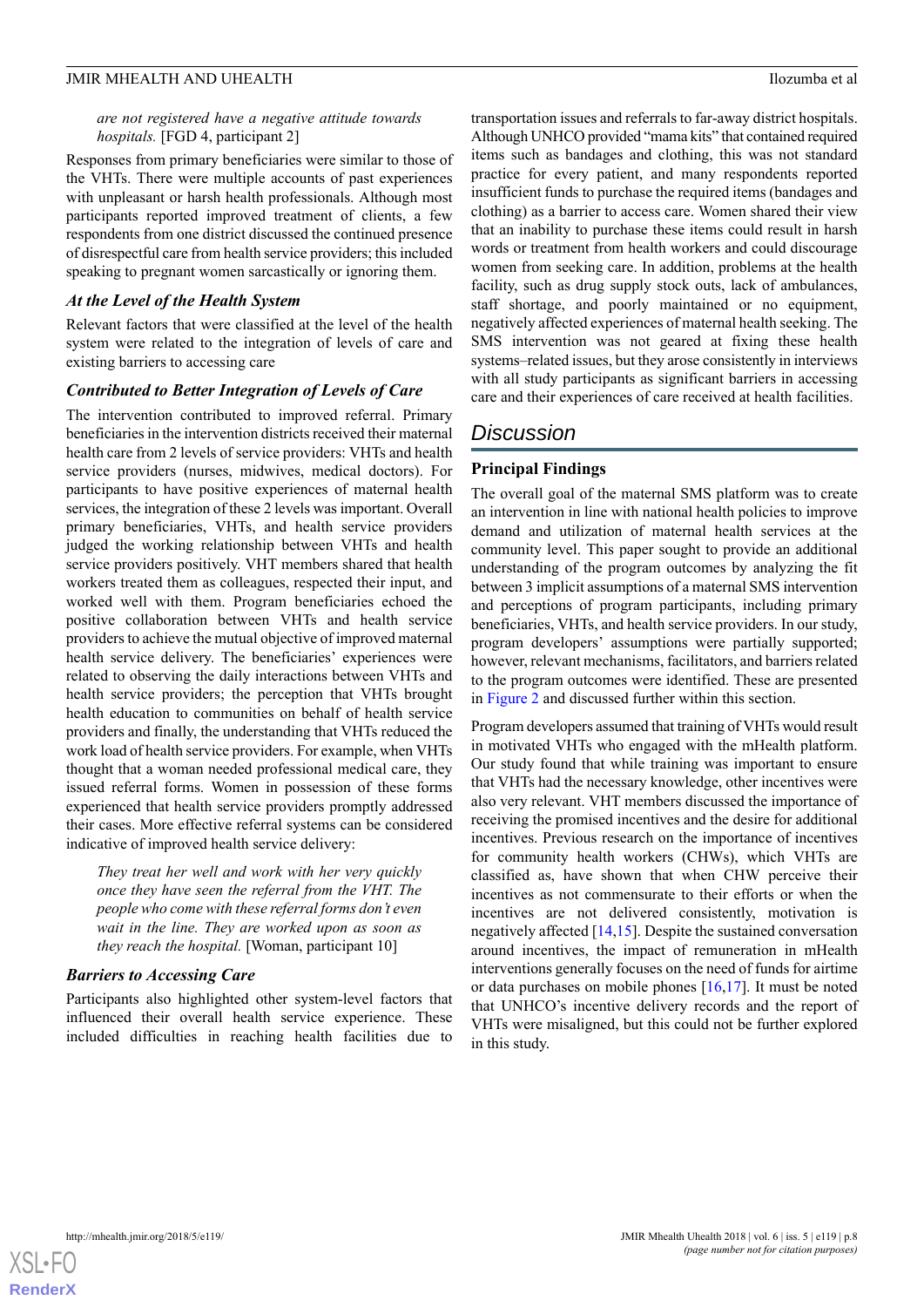*are not registered have a negative attitude towards hospitals.* [FGD 4, participant 2]

Responses from primary beneficiaries were similar to those of the VHTs. There were multiple accounts of past experiences with unpleasant or harsh health professionals. Although most participants reported improved treatment of clients, a few respondents from one district discussed the continued presence of disrespectful care from health service providers; this included speaking to pregnant women sarcastically or ignoring them.

### At the Level of the Health System

Relevant factors that were classified at the level of the health system were related to the integration of levels of care and existing barriers to accessing care

### Contributed to Better Integration of Levels of Care

The intervention contributed to improved referral. Primary beneficiaries in the intervention districts received their maternal health care from 2 levels of service providers: VHTs and health service providers (nurses, midwives, medical doctors). For participants to have positive experiences of maternal health services, the integration of these 2 levels was important. Overall primary beneficiaries, VHTs, and health service providers judged the working relationship between VHTs and health service providers positively. VHT members shared that health workers treated them as colleagues, respected their input, and worked well with them. Program beneficiaries echoed the positive collaboration between VHTs and health service providers to achieve the mutual objective of improved maternal health service delivery. The beneficiaries' experiences were related to observing the daily interactions between VHTs and health service providers; the perception that VHTs brought health education to communities on behalf of health service providers and finally, the understanding that VHTs reduced the work load of health service providers. For example, when VHTs thought that a woman needed professional medical care, they issued referral forms. Women in possession of these forms experienced that health service providers promptly addressed their cases. More effective referral systems can be considered indicative of improved health service delivery:

> *They treat her well and work with her very quickly once they have seen the referral from the VHT. The people who come with these referral forms don't even wait in the line. They are worked upon as soon as they reach the hospital.* [Woman, participant 10]

### Barriers to Accessing Care

Participants also highlighted other system-level factors that influenced their overall health service experience. These included difficulties in reaching health facilities due to transportation issues and referrals to far-away district hospitals. Although UNHCO provided "mama kits" that contained required items such as bandages and clothing, this was not standard practice for every patient, and many respondents reported insufficient funds to purchase the required items (bandages and clothing) as a barrier to access care. Women shared their view that an inability to purchase these items could result in harsh words or treatment from health workers and could discourage women from seeking care. In addition, problems at the health facility, such as drug supply stock outs, lack of ambulances, staff shortage, and poorly maintained or no equipment, negatively affected experiences of maternal health seeking. The SMS intervention was not geared at fixing these health systems–related issues, but they arose consistently in interviews with all study participants as significant barriers in accessing care and their experiences of care received at health facilities.

## Discussion

### Principal Findings

The overall goal of the maternal SMS platform was to create an intervention in line with national health policies to improve demand and utilization of maternal health services at the community level. This paper sought to provide an additional understanding of the program outcomes by analyzing the fit between 3 implicit assumptions of a maternal SMS intervention and perceptions of program participants, including primary beneficiaries, VHTs, and health service providers. In our study, program developers' assumptions were partially supported; however, relevant mechanisms, facilitators, and barriers related to the program outcomes were identified. These are presented in Figure 2 and discussed further within this section.

Program developers assumed that training of VHTs would result in motivated VHTs who engaged with the mHealth platform. Our study found that while training was important to ensure that VHTs had the necessary knowledge, other incentives were also very relevant. VHT members discussed the importance of receiving the promised incentives and the desire for additional incentives. Previous research on the importance of incentives for community health workers (CHWs), which VHTs are classified as, have shown that when CHW perceive their incentives as not commensurate to their efforts or when the incentives are not delivered consistently, motivation is negatively affected [14,15]. Despite the sustained conversation around incentives, the impact of remuneration in mHealth interventions generally focuses on the need of funds for airtime or data purchases on mobile phones [16,17]. It must be noted that UNHCO's incentive delivery records and the report of VHTs were misaligned, but this could not be further explored in this study.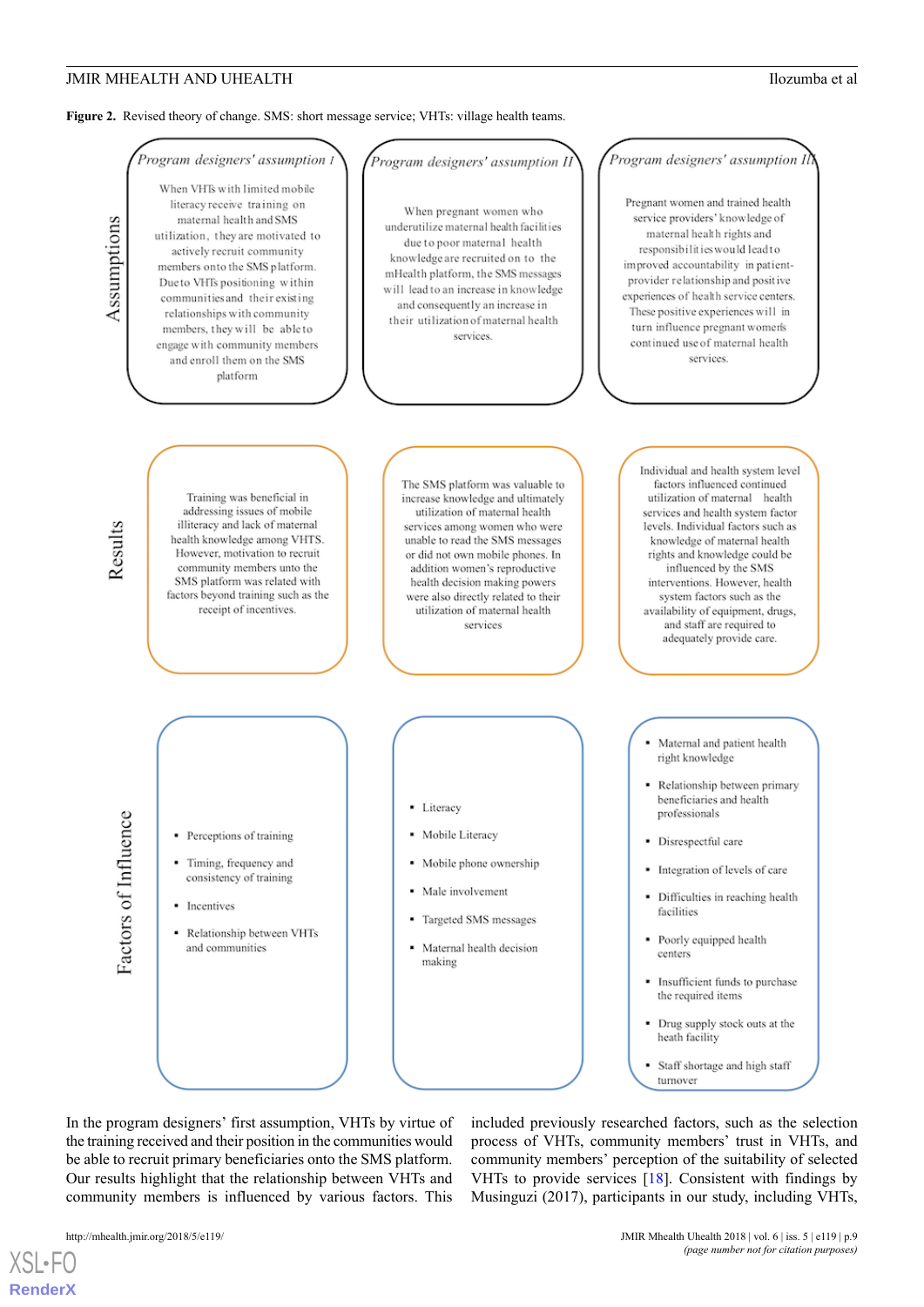**Figure 2.** Revised theory of change. SMS: short message service; VHTs: village health teams.

**Assumptions**

*Program designers' assumption I*

When VHTs with limited mobile literacy receive training on maternal health and SMS utilization, they are motivated to actively recruit community members onto the SMS platform. Due to VHTs positioning within communities and their existing relationships with community members, they will be able to engage with community members and enroll them on the SMS platform

*Program designers' assumption II*

When pregnant women who underutilize maternal health facilities due to poor maternal health knowledge are recruited on to the mHealth platform, the SMS messages will lead to an increase in knowledge and consequently an increase in their utilization of maternal health services.

*Program designers' assumption III*

Pregnant women and trained health service providers' knowledge of maternal health rights and responsibilities would lead to improved accountability in patient-provider relationship and positive experiences of health service centers. These positive experiences will in turn influence pregnant women's continued use of maternal health services.

**Results**

Training was beneficial in addressing issues of mobile illiteracy and lack of maternal health knowledge among VHTS. However, motivation to recruit community members unto the SMS platform was related with factors beyond training such as the receipt of incentives.

The SMS platform was valuable to increase knowledge and ultimately utilization of maternal health services among women who were unable to read the SMS messages or did not own mobile phones. In addition women's reproductive health decision making powers were also directly related to their utilization of maternal health services

Individual and health system level factors influenced continued utilization of maternal health services and health system factor levels. Individual factors such as knowledge of maternal health rights and knowledge could be influenced by the SMS interventions. However, health system factors such as the availability of equipment, drugs, and staff are required to adequately provide care.

**Factors of Influence**

- Perceptions of training
- Timing, frequency and consistency of training
- Incentives
- Relationship between VHTs and communities

- Literacy
- Mobile Literacy
- Mobile phone ownership
- Male involvement
- Targeted SMS messages
- Maternal health decision making

- Maternal and patient health right knowledge
- Relationship between primary beneficiaries and health professionals
- Disrespectful care
- Integration of levels of care
- Difficulties in reaching health facilities
- Poorly equipped health centers
- Insufficient funds to purchase the required items
- Drug supply stock outs at the heath facility
- Staff shortage and high staff turnover

In the program designers' first assumption, VHTs by virtue of the training received and their position in the communities would be able to recruit primary beneficiaries onto the SMS platform. Our results highlight that the relationship between VHTs and community members is influenced by various factors. This included previously researched factors, such as the selection process of VHTs, community members' trust in VHTs, and community members' perception of the suitability of selected VHTs to provide services [18]. Consistent with findings by Musinguzi (2017), participants in our study, including VHTs,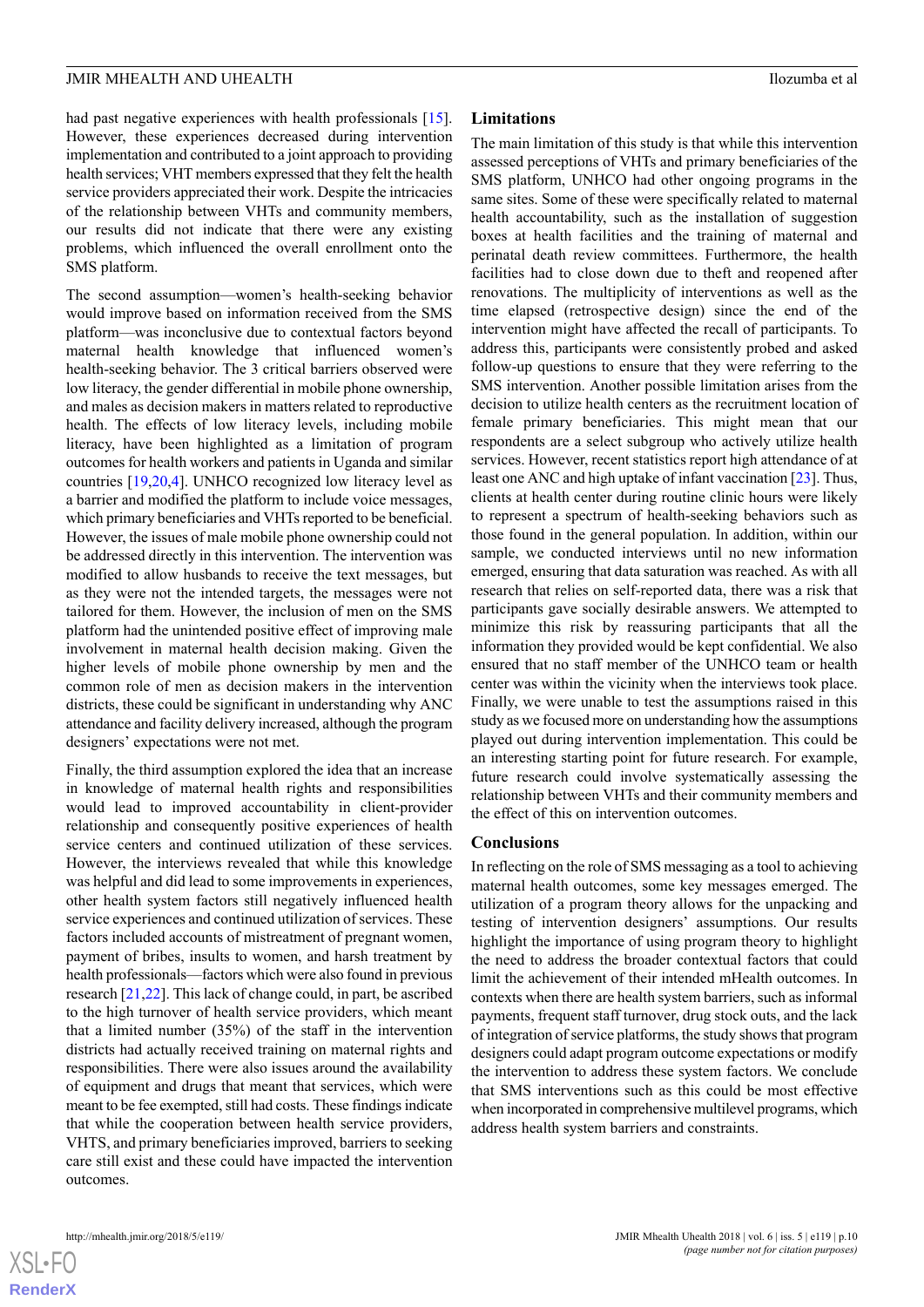had past negative experiences with health professionals [15]. However, these experiences decreased during intervention implementation and contributed to a joint approach to providing health services; VHT members expressed that they felt the health service providers appreciated their work. Despite the intricacies of the relationship between VHTs and community members, our results did not indicate that there were any existing problems, which influenced the overall enrollment onto the SMS platform.

The second assumption—women's health-seeking behavior would improve based on information received from the SMS platform—was inconclusive due to contextual factors beyond maternal health knowledge that influenced women's health-seeking behavior. The 3 critical barriers observed were low literacy, the gender differential in mobile phone ownership, and males as decision makers in matters related to reproductive health. The effects of low literacy levels, including mobile literacy, have been highlighted as a limitation of program outcomes for health workers and patients in Uganda and similar countries [19,20,4]. UNHCO recognized low literacy level as a barrier and modified the platform to include voice messages, which primary beneficiaries and VHTs reported to be beneficial. However, the issues of male mobile phone ownership could not be addressed directly in this intervention. The intervention was modified to allow husbands to receive the text messages, but as they were not the intended targets, the messages were not tailored for them. However, the inclusion of men on the SMS platform had the unintended positive effect of improving male involvement in maternal health decision making. Given the higher levels of mobile phone ownership by men and the common role of men as decision makers in the intervention districts, these could be significant in understanding why ANC attendance and facility delivery increased, although the program designers' expectations were not met.

Finally, the third assumption explored the idea that an increase in knowledge of maternal health rights and responsibilities would lead to improved accountability in client-provider relationship and consequently positive experiences of health service centers and continued utilization of these services. However, the interviews revealed that while this knowledge was helpful and did lead to some improvements in experiences, other health system factors still negatively influenced health service experiences and continued utilization of services. These factors included accounts of mistreatment of pregnant women, payment of bribes, insults to women, and harsh treatment by health professionals—factors which were also found in previous research [21,22]. This lack of change could, in part, be ascribed to the high turnover of health service providers, which meant that a limited number (35%) of the staff in the intervention districts had actually received training on maternal rights and responsibilities. There were also issues around the availability of equipment and drugs that meant that services, which were meant to be fee exempted, still had costs. These findings indicate that while the cooperation between health service providers, VHTS, and primary beneficiaries improved, barriers to seeking care still exist and these could have impacted the intervention outcomes.

## Limitations

The main limitation of this study is that while this intervention assessed perceptions of VHTs and primary beneficiaries of the SMS platform, UNHCO had other ongoing programs in the same sites. Some of these were specifically related to maternal health accountability, such as the installation of suggestion boxes at health facilities and the training of maternal and perinatal death review committees. Furthermore, the health facilities had to close down due to theft and reopened after renovations. The multiplicity of interventions as well as the time elapsed (retrospective design) since the end of the intervention might have affected the recall of participants. To address this, participants were consistently probed and asked follow-up questions to ensure that they were referring to the SMS intervention. Another possible limitation arises from the decision to utilize health centers as the recruitment location of female primary beneficiaries. This might mean that our respondents are a select subgroup who actively utilize health services. However, recent statistics report high attendance of at least one ANC and high uptake of infant vaccination [23]. Thus, clients at health center during routine clinic hours were likely to represent a spectrum of health-seeking behaviors such as those found in the general population. In addition, within our sample, we conducted interviews until no new information emerged, ensuring that data saturation was reached. As with all research that relies on self-reported data, there was a risk that participants gave socially desirable answers. We attempted to minimize this risk by reassuring participants that all the information they provided would be kept confidential. We also ensured that no staff member of the UNHCO team or health center was within the vicinity when the interviews took place. Finally, we were unable to test the assumptions raised in this study as we focused more on understanding how the assumptions played out during intervention implementation. This could be an interesting starting point for future research. For example, future research could involve systematically assessing the relationship between VHTs and their community members and the effect of this on intervention outcomes.

## Conclusions

In reflecting on the role of SMS messaging as a tool to achieving maternal health outcomes, some key messages emerged. The utilization of a program theory allows for the unpacking and testing of intervention designers' assumptions. Our results highlight the importance of using program theory to highlight the need to address the broader contextual factors that could limit the achievement of their intended mHealth outcomes. In contexts when there are health system barriers, such as informal payments, frequent staff turnover, drug stock outs, and the lack of integration of service platforms, the study shows that program designers could adapt program outcome expectations or modify the intervention to address these system factors. We conclude that SMS interventions such as this could be most effective when incorporated in comprehensive multilevel programs, which address health system barriers and constraints.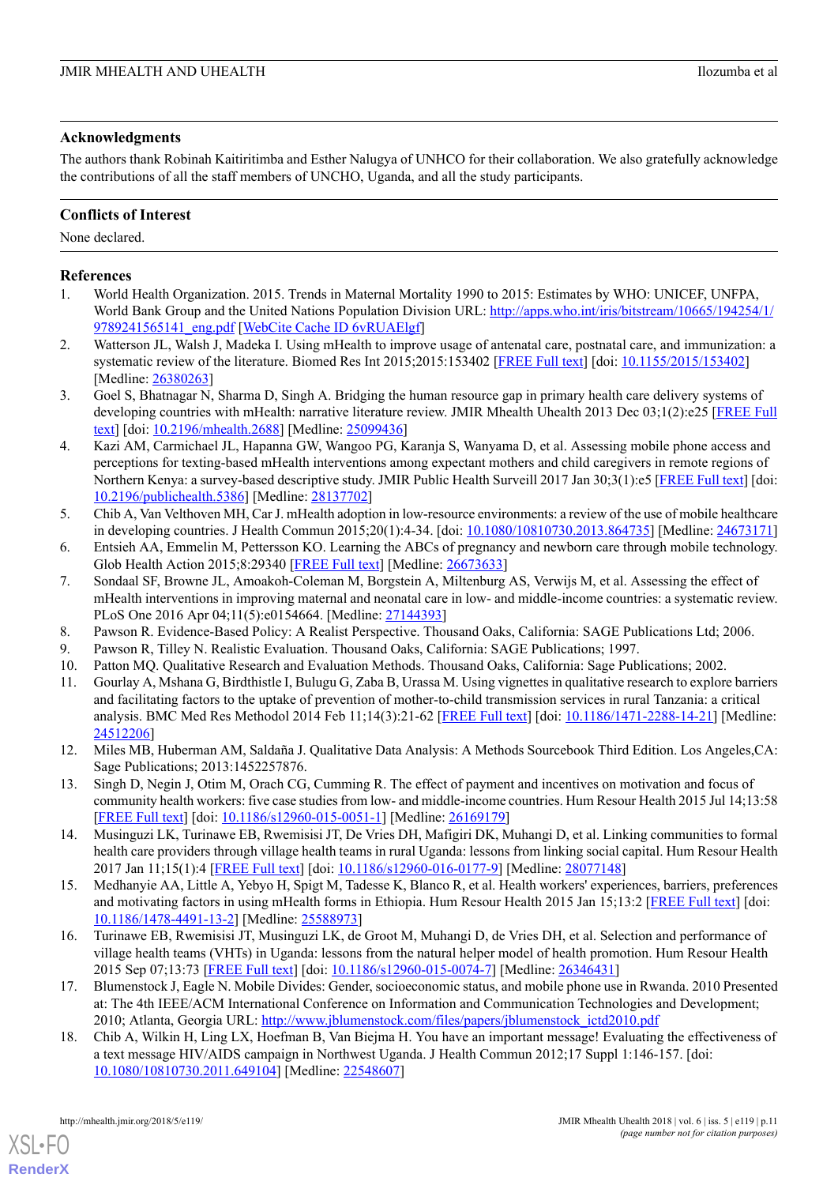## Acknowledgments

The authors thank Robinah Kaitiritimba and Esther Nalugya of UNHCO for their collaboration. We also gratefully acknowledge the contributions of all the staff members of UNCHO, Uganda, and all the study participants.

## Conflicts of Interest

None declared.

## References

1. World Health Organization. 2015. Trends in Maternal Mortality 1990 to 2015: Estimates by WHO: UNICEF, UNFPA, World Bank Group and the United Nations Population Division URL: http://apps.who.int/iris/bitstream/10665/194254/1/9789241565141_eng.pdf [WebCite Cache ID 6vRUAElgf]
2. Watterson JL, Walsh J, Madeka I. Using mHealth to improve usage of antenatal care, postnatal care, and immunization: a systematic review of the literature. Biomed Res Int 2015;2015:153402 [FREE Full text] [doi: 10.1155/2015/153402] [Medline: 26380263]
3. Goel S, Bhatnagar N, Sharma D, Singh A. Bridging the human resource gap in primary health care delivery systems of developing countries with mHealth: narrative literature review. JMIR Mhealth Uhealth 2013 Dec 03;1(2):e25 [FREE Full text] [doi: 10.2196/mhealth.2688] [Medline: 25099436]
4. Kazi AM, Carmichael JL, Hapanna GW, Wangoo PG, Karanja S, Wanyama D, et al. Assessing mobile phone access and perceptions for texting-based mHealth interventions among expectant mothers and child caregivers in remote regions of Northern Kenya: a survey-based descriptive study. JMIR Public Health Surveill 2017 Jan 30;3(1):e5 [FREE Full text] [doi: 10.2196/publichealth.5386] [Medline: 28137702]
5. Chib A, Van Velthoven MH, Car J. mHealth adoption in low-resource environments: a review of the use of mobile healthcare in developing countries. J Health Commun 2015;20(1):4-34. [doi: 10.1080/10810730.2013.864735] [Medline: 24673171]
6. Entsieh AA, Emmelin M, Pettersson KO. Learning the ABCs of pregnancy and newborn care through mobile technology. Glob Health Action 2015;8:29340 [FREE Full text] [Medline: 26673633]
7. Sondaal SF, Browne JL, Amoakoh-Coleman M, Borgstein A, Miltenburg AS, Verwijs M, et al. Assessing the effect of mHealth interventions in improving maternal and neonatal care in low- and middle-income countries: a systematic review. PLoS One 2016 Apr 04;11(5):e0154664. [Medline: 27144393]
8. Pawson R. Evidence-Based Policy: A Realist Perspective. Thousand Oaks, California: SAGE Publications Ltd; 2006.
9. Pawson R, Tilley N. Realistic Evaluation. Thousand Oaks, California: SAGE Publications; 1997.
10. Patton MQ. Qualitative Research and Evaluation Methods. Thousand Oaks, California: Sage Publications; 2002.
11. Gourlay A, Mshana G, Birdthistle I, Bulugu G, Zaba B, Urassa M. Using vignettes in qualitative research to explore barriers and facilitating factors to the uptake of prevention of mother-to-child transmission services in rural Tanzania: a critical analysis. BMC Med Res Methodol 2014 Feb 11;14(3):21-62 [FREE Full text] [doi: 10.1186/1471-2288-14-21] [Medline: 24512206]
12. Miles MB, Huberman AM, Saldaña J. Qualitative Data Analysis: A Methods Sourcebook Third Edition. Los Angeles,CA: Sage Publications; 2013:1452257876.
13. Singh D, Negin J, Otim M, Orach CG, Cumming R. The effect of payment and incentives on motivation and focus of community health workers: five case studies from low- and middle-income countries. Hum Resour Health 2015 Jul 14;13:58 [FREE Full text] [doi: 10.1186/s12960-015-0051-1] [Medline: 26169179]
14. Musinguzi LK, Turinawe EB, Rwemisisi JT, De Vries DH, Mafigiri DK, Muhangi D, et al. Linking communities to formal health care providers through village health teams in rural Uganda: lessons from linking social capital. Hum Resour Health 2017 Jan 11;15(1):4 [FREE Full text] [doi: 10.1186/s12960-016-0177-9] [Medline: 28077148]
15. Medhanyie AA, Little A, Yebyo H, Spigt M, Tadesse K, Blanco R, et al. Health workers' experiences, barriers, preferences and motivating factors in using mHealth forms in Ethiopia. Hum Resour Health 2015 Jan 15;13:2 [FREE Full text] [doi: 10.1186/1478-4491-13-2] [Medline: 25588973]
16. Turinawe EB, Rwemisisi JT, Musinguzi LK, de Groot M, Muhangi D, de Vries DH, et al. Selection and performance of village health teams (VHTs) in Uganda: lessons from the natural helper model of health promotion. Hum Resour Health 2015 Sep 07;13:73 [FREE Full text] [doi: 10.1186/s12960-015-0074-7] [Medline: 26346431]
17. Blumenstock J, Eagle N. Mobile Divides: Gender, socioeconomic status, and mobile phone use in Rwanda. 2010 Presented at: The 4th IEEE/ACM International Conference on Information and Communication Technologies and Development; 2010; Atlanta, Georgia URL: http://www.jblumenstock.com/files/papers/jblumenstock_ictd2010.pdf
18. Chib A, Wilkin H, Ling LX, Hoefman B, Van Biejma H. You have an important message! Evaluating the effectiveness of a text message HIV/AIDS campaign in Northwest Uganda. J Health Commun 2012;17 Suppl 1:146-157. [doi: 10.1080/10810730.2011.649104] [Medline: 22548607]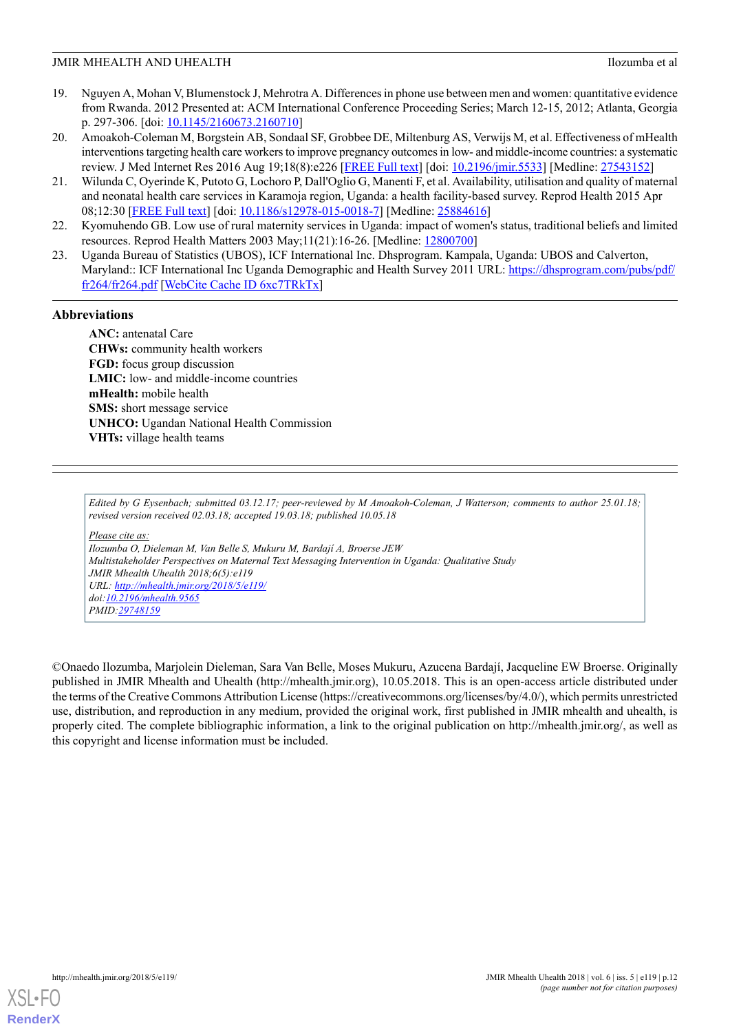19. Nguyen A, Mohan V, Blumenstock J, Mehrotra A. Differences in phone use between men and women: quantitative evidence from Rwanda. 2012 Presented at: ACM International Conference Proceeding Series; March 12-15, 2012; Atlanta, Georgia p. 297-306. [doi: 10.1145/2160673.2160710]
20. Amoakoh-Coleman M, Borgstein AB, Sondaal SF, Grobbee DE, Miltenburg AS, Verwijs M, et al. Effectiveness of mHealth interventions targeting health care workers to improve pregnancy outcomes in low- and middle-income countries: a systematic review. J Med Internet Res 2016 Aug 19;18(8):e226 [FREE Full text] [doi: 10.2196/jmir.5533] [Medline: 27543152]
21. Wilunda C, Oyerinde K, Putoto G, Lochoro P, Dall'Oglio G, Manenti F, et al. Availability, utilisation and quality of maternal and neonatal health care services in Karamoja region, Uganda: a health facility-based survey. Reprod Health 2015 Apr 08;12:30 [FREE Full text] [doi: 10.1186/s12978-015-0018-7] [Medline: 25884616]
22. Kyomuhendo GB. Low use of rural maternity services in Uganda: impact of women's status, traditional beliefs and limited resources. Reprod Health Matters 2003 May;11(21):16-26. [Medline: 12800700]
23. Uganda Bureau of Statistics (UBOS), ICF International Inc. Dhsprogram. Kampala, Uganda: UBOS and Calverton, Maryland:: ICF International Inc Uganda Demographic and Health Survey 2011 URL: https://dhsprogram.com/pubs/pdf/fr264/fr264.pdf [WebCite Cache ID 6xc7TRkTx]

## Abbreviations

**ANC:** antenatal Care
**CHWs:** community health workers
**FGD:** focus group discussion
**LMIC:** low- and middle-income countries
**mHealth:** mobile health
**SMS:** short message service
**UNHCO:** Ugandan National Health Commission
**VHTs:** village health teams

---

*Edited by G Eysenbach; submitted 03.12.17; peer-reviewed by M Amoakoh-Coleman, J Watterson; comments to author 25.01.18; revised version received 02.03.18; accepted 19.03.18; published 10.05.18*

*Please cite as:*
*Ilozumba O, Dieleman M, Van Belle S, Mukuru M, Bardají A, Broerse JEW*
*Multistakeholder Perspectives on Maternal Text Messaging Intervention in Uganda: Qualitative Study*
*JMIR Mhealth Uhealth 2018;6(5):e119*
*URL: http://mhealth.jmir.org/2018/5/e119/*
*doi:10.2196/mhealth.9565*
*PMID:29748159*

©Onaedo Ilozumba, Marjolein Dieleman, Sara Van Belle, Moses Mukuru, Azucena Bardají, Jacqueline EW Broerse. Originally published in JMIR Mhealth and Uhealth (http://mhealth.jmir.org), 10.05.2018. This is an open-access article distributed under the terms of the Creative Commons Attribution License (https://creativecommons.org/licenses/by/4.0/), which permits unrestricted use, distribution, and reproduction in any medium, provided the original work, first published in JMIR mhealth and uhealth, is properly cited. The complete bibliographic information, a link to the original publication on http://mhealth.jmir.org/, as well as this copyright and license information must be included.